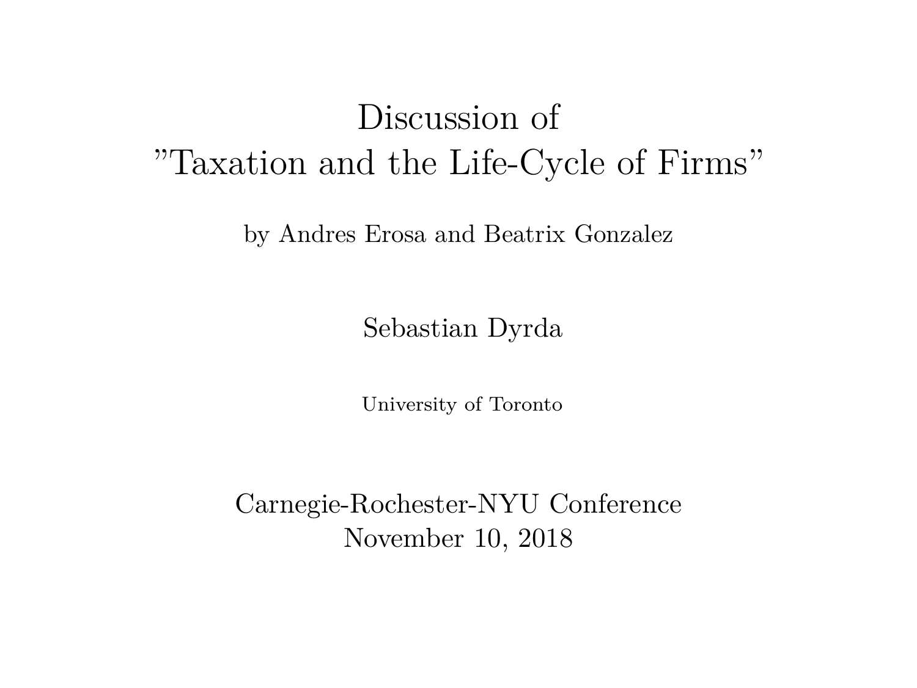# Discussion of ”Taxation and the Life-Cycle of Firms”

by Andres Erosa and Beatrix Gonzalez

Sebastian Dyrda

University of Toronto

Carnegie-Rochester-NYU Conference
November 10, 2018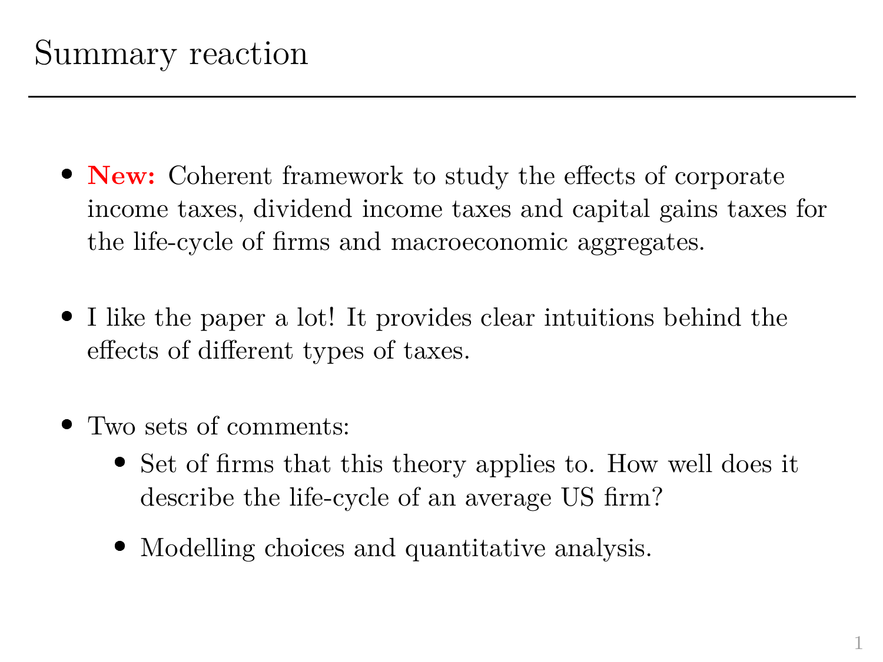# Summary reaction

- **New:** Coherent framework to study the effects of corporate income taxes, dividend income taxes and capital gains taxes for the life-cycle of firms and macroeconomic aggregates.

- I like the paper a lot! It provides clear intuitions behind the effects of different types of taxes.

- Two sets of comments:
  - Set of firms that this theory applies to. How well does it describe the life-cycle of an average US firm?
  - Modelling choices and quantitative analysis.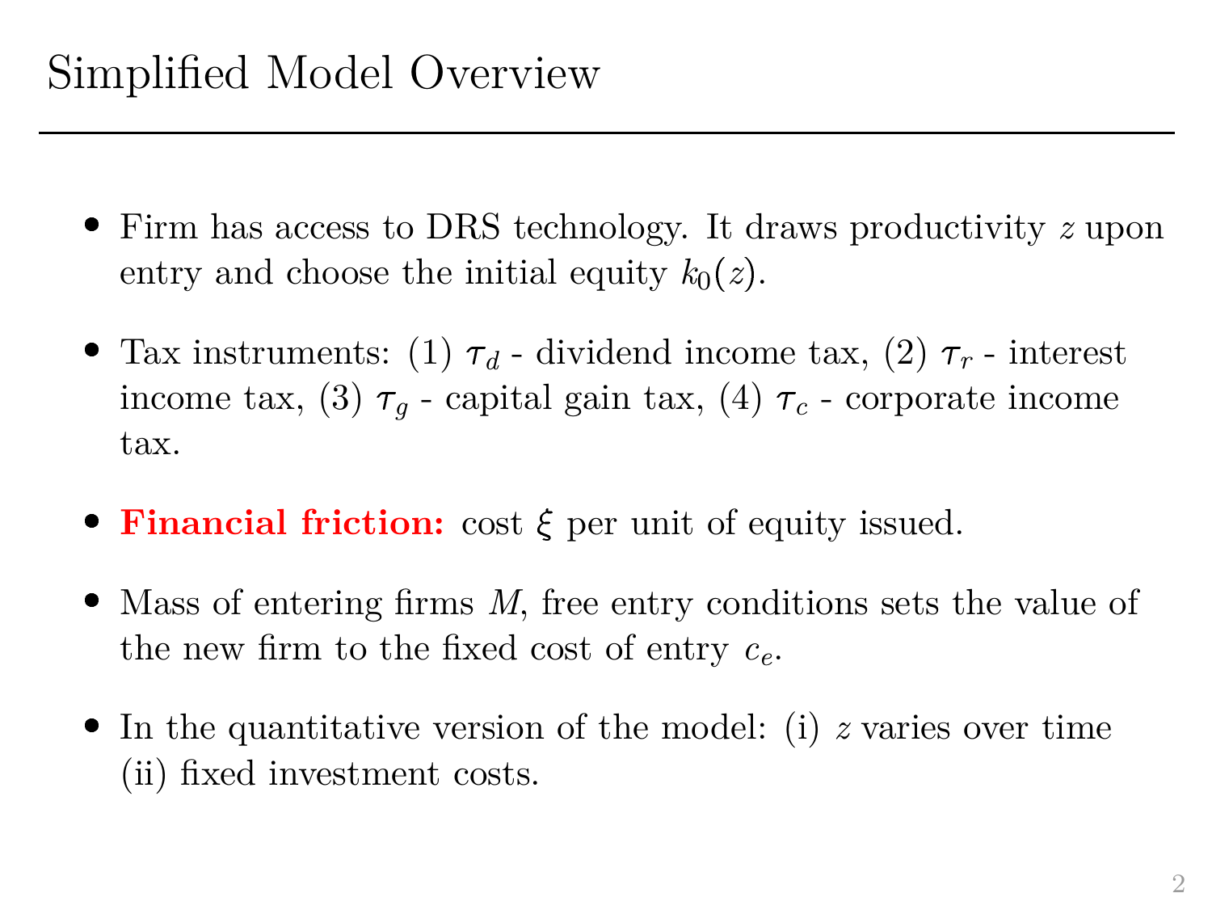# Simplified Model Overview

- Firm has access to DRS technology. It draws productivity $z$ upon entry and choose the initial equity $k_0(z)$.
- Tax instruments: (1) $\tau_d$ - dividend income tax, (2) $\tau_r$ - interest income tax, (3) $\tau_g$ - capital gain tax, (4) $\tau_c$ - corporate income tax.
- **Financial friction:** cost $\xi$ per unit of equity issued.
- Mass of entering firms $M$, free entry conditions sets the value of the new firm to the fixed cost of entry $c_e$.
- In the quantitative version of the model: (i) $z$ varies over time (ii) fixed investment costs.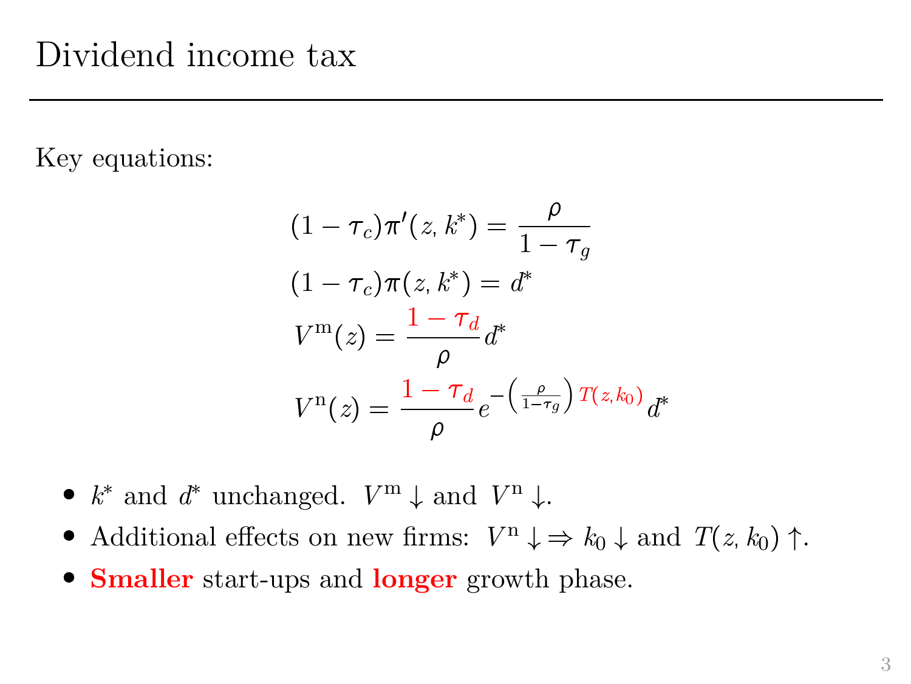# Dividend income tax

Key equations:

$$
\begin{aligned}
(1-\tau_c)\pi'(z,k^*) &= \frac{\rho}{1-\tau_g} \\
(1-\tau_c)\pi(z,k^*) &= d^* \\
V^{\mathrm{m}}(z) &= \frac{1-\tau_d}{\rho} d^* \\
V^{\mathrm{n}}(z) &= \frac{1-\tau_d}{\rho} e^{-\left(\frac{\rho}{1-\tau_g}\right) T(z,k_0)} d^*
\end{aligned}
$$

- $k^*$ and $d^*$ unchanged. $V^{\mathrm{m}} \downarrow$ and $V^{\mathrm{n}} \downarrow$.
- Additional effects on new firms: $V^{\mathrm{n}} \downarrow \Rightarrow k_0 \downarrow$ and $T(z,k_0) \uparrow$.
- **Smaller** start-ups and **longer** growth phase.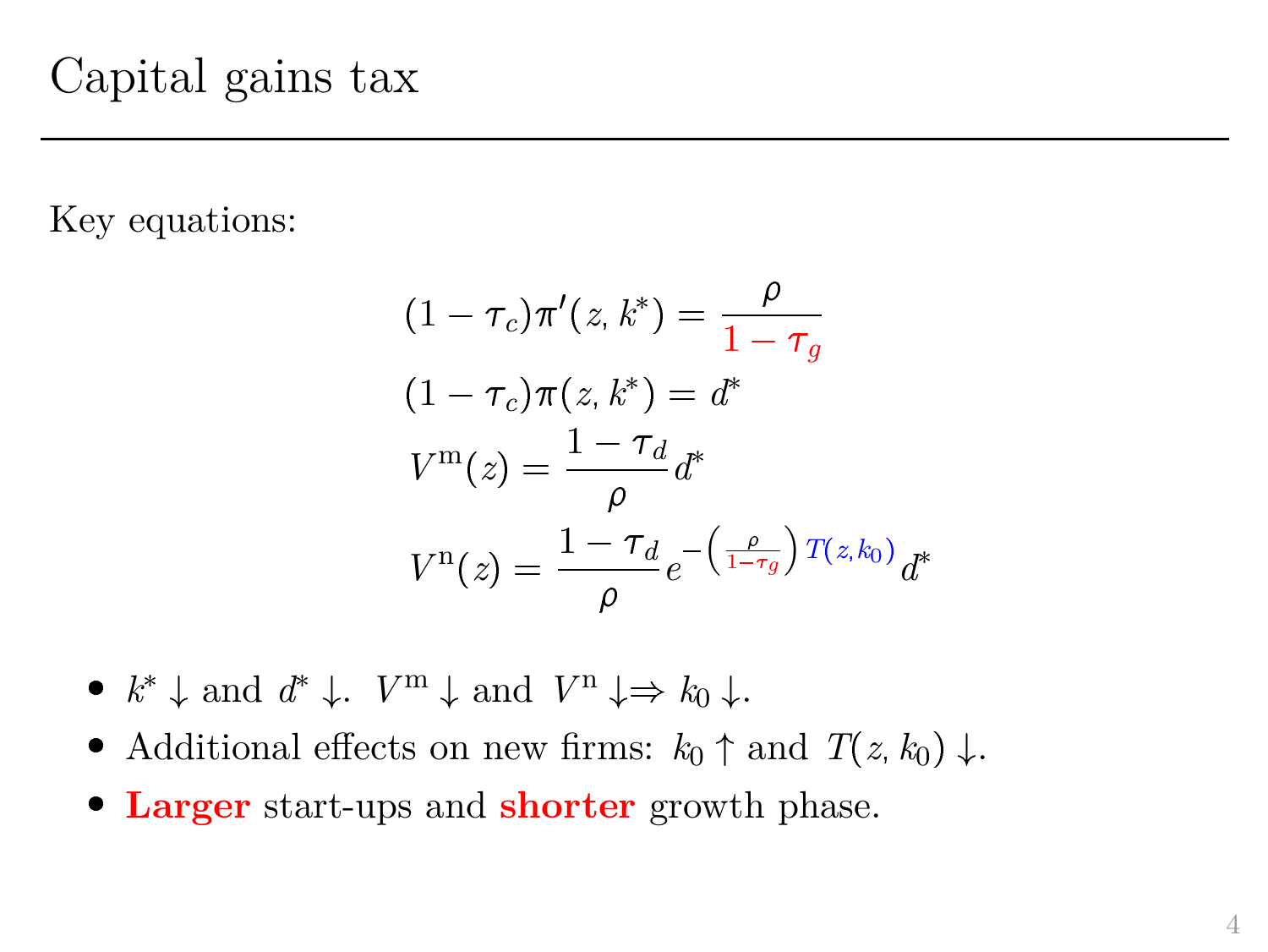# Capital gains tax

Key equations:

$$
\begin{aligned}
(1-\tau_c)\pi'(z,k^*) &= \frac{\rho}{1-\tau_g} \\
(1-\tau_c)\pi(z,k^*) &= d^* \\
V^{\mathrm{m}}(z) &= \frac{1-\tau_d}{\rho} d^* \\
V^{\mathrm{n}}(z) &= \frac{1-\tau_d}{\rho} e^{-\left(\frac{\rho}{1-\tau_g}\right) T(z,k_0)} d^*
\end{aligned}
$$

- $k^* \downarrow$ and $d^* \downarrow$. $V^{\mathrm{m}} \downarrow$ and $V^{\mathrm{n}} \downarrow \Rightarrow k_0 \downarrow$.
- Additional effects on new firms: $k_0 \uparrow$ and $T(z,k_0) \downarrow$.
- **Larger** start-ups and **shorter** growth phase.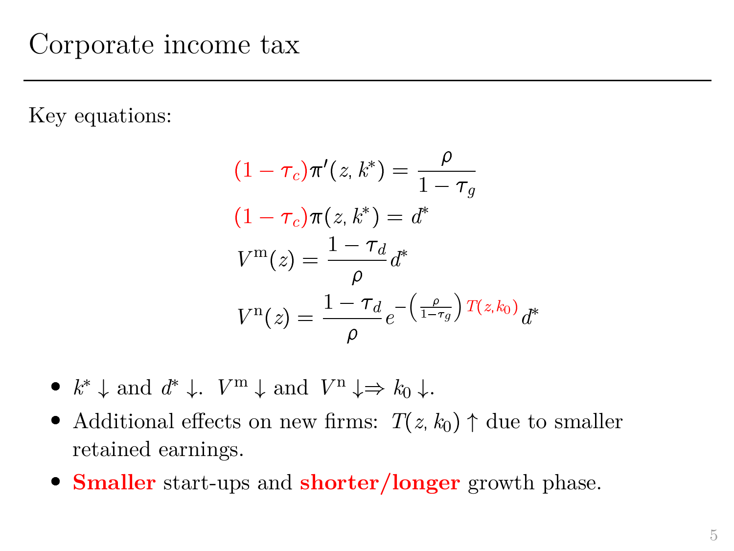# Corporate income tax

Key equations:

$$(1-\tau_c)\pi'(z, k^*) = \frac{\rho}{1-\tau_g}$$

$$(1-\tau_c)\pi(z, k^*) = d^*$$

$$V^{\mathrm{m}}(z) = \frac{1-\tau_d}{\rho} d^*$$

$$V^{\mathrm{n}}(z) = \frac{1-\tau_d}{\rho} e^{-\left(\frac{\rho}{1-\tau_g}\right) T(z, k_0)} d^*$$

- $k^* \downarrow$ and $d^* \downarrow$. $V^{\mathrm{m}} \downarrow$ and $V^{\mathrm{n}} \downarrow \Rightarrow k_0 \downarrow$.
- Additional effects on new firms: $T(z, k_0) \uparrow$ due to smaller retained earnings.
- **Smaller** start-ups and **shorter/longer** growth phase.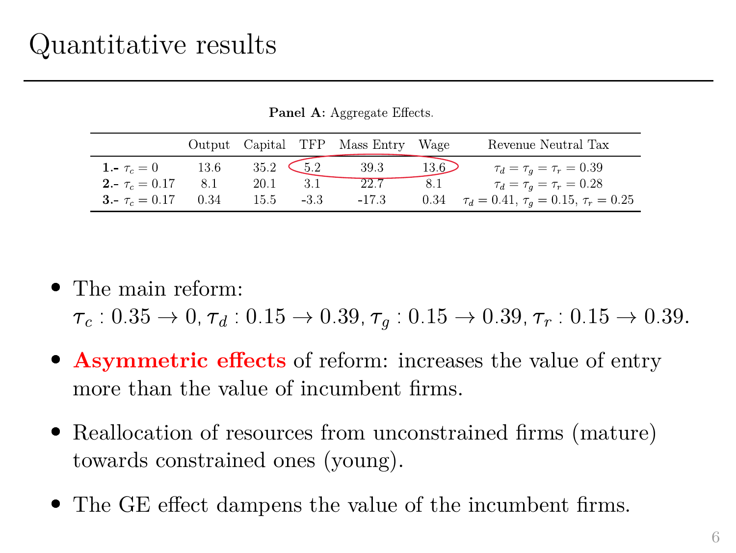# Quantitative results

**Panel A:** Aggregate Effects.

| | Output | Capital | TFP | Mass Entry | Wage | Revenue Neutral Tax |
|---|---|---|---|---|---|---|
| **1.-** $\tau_c = 0$ | 13.6 | 35.2 | 5.2 | 39.3 | 13.6 | $\tau_d = \tau_g = \tau_r = 0.39$ |
| **2.-** $\tau_c = 0.17$ | 8.1 | 20.1 | 3.1 | 22.7 | 8.1 | $\tau_d = \tau_g = \tau_r = 0.28$ |
| **3.-** $\tau_c = 0.17$ | 0.34 | 15.5 | -3.3 | -17.3 | 0.34 | $\tau_d = 0.41$, $\tau_g = 0.15$, $\tau_r = 0.25$ |

- The main reform:
  $\tau_c : 0.35 \to 0$, $\tau_d : 0.15 \to 0.39$, $\tau_g : 0.15 \to 0.39$, $\tau_r : 0.15 \to 0.39$.
- **Asymmetric effects** of reform: increases the value of entry more than the value of incumbent firms.
- Reallocation of resources from unconstrained firms (mature) towards constrained ones (young).
- The GE effect dampens the value of the incumbent firms.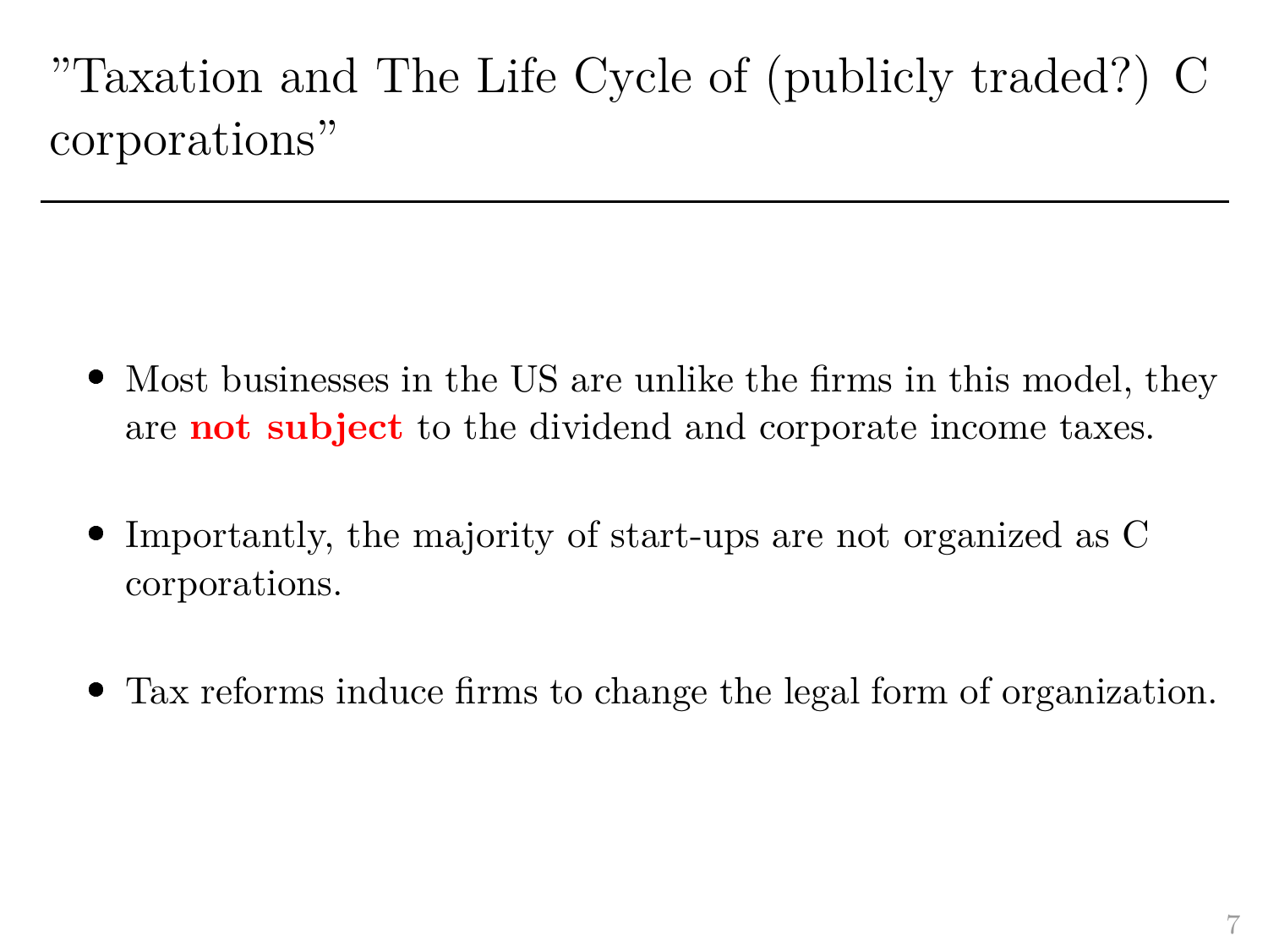# "Taxation and The Life Cycle of (publicly traded?) C corporations"

- Most businesses in the US are unlike the firms in this model, they are **not subject** to the dividend and corporate income taxes.
- Importantly, the majority of start-ups are not organized as C corporations.
- Tax reforms induce firms to change the legal form of organization.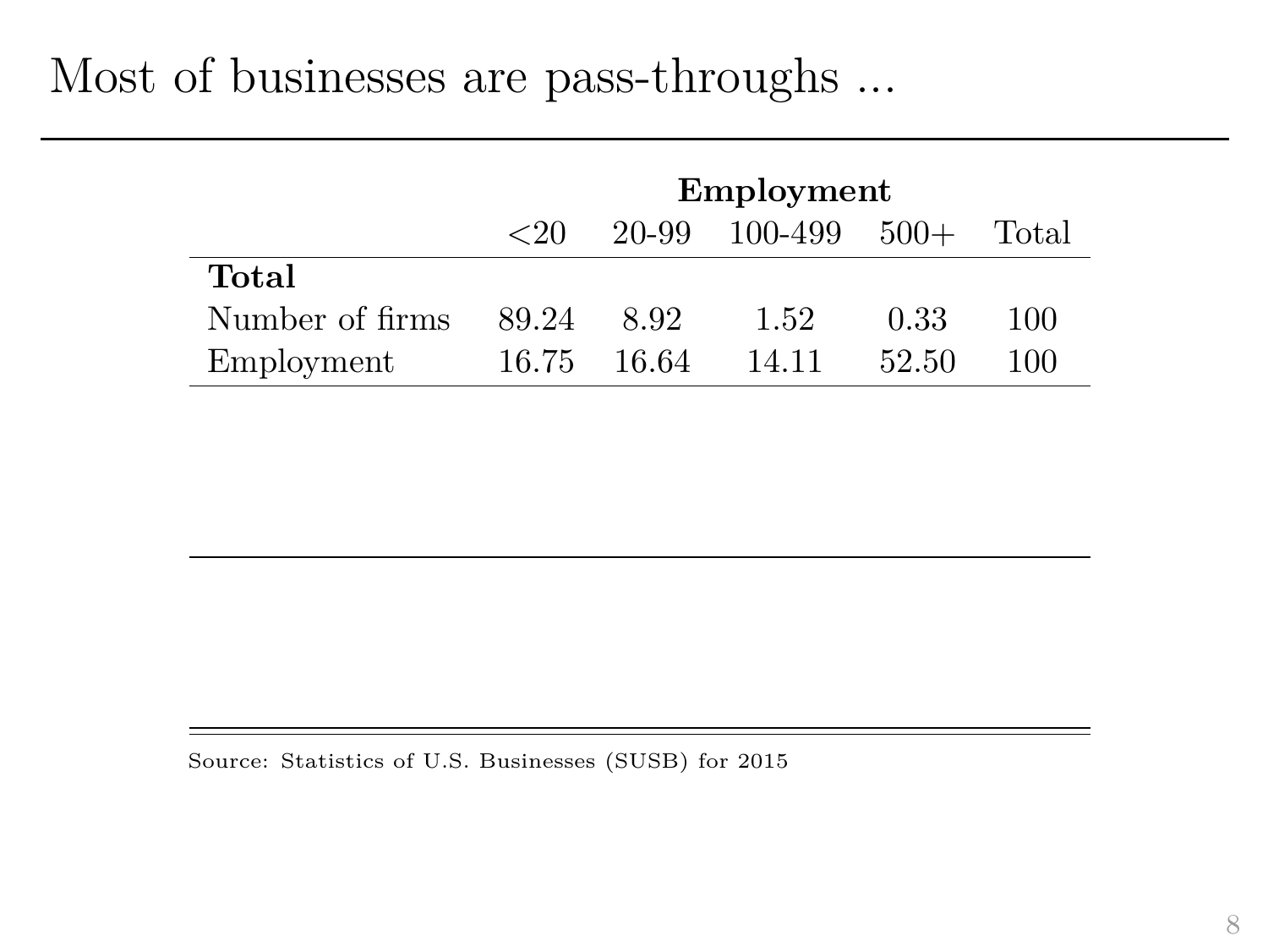# Most of businesses are pass-throughs ...

| | Employment | | | | |
|---|---|---|---|---|---|
| | <20 | 20-99 | 100-499 | 500+ | Total |
| **Total** | | | | | |
| Number of firms | 89.24 | 8.92 | 1.52 | 0.33 | 100 |
| Employment | 16.75 | 16.64 | 14.11 | 52.50 | 100 |

Source: Statistics of U.S. Businesses (SUSB) for 2015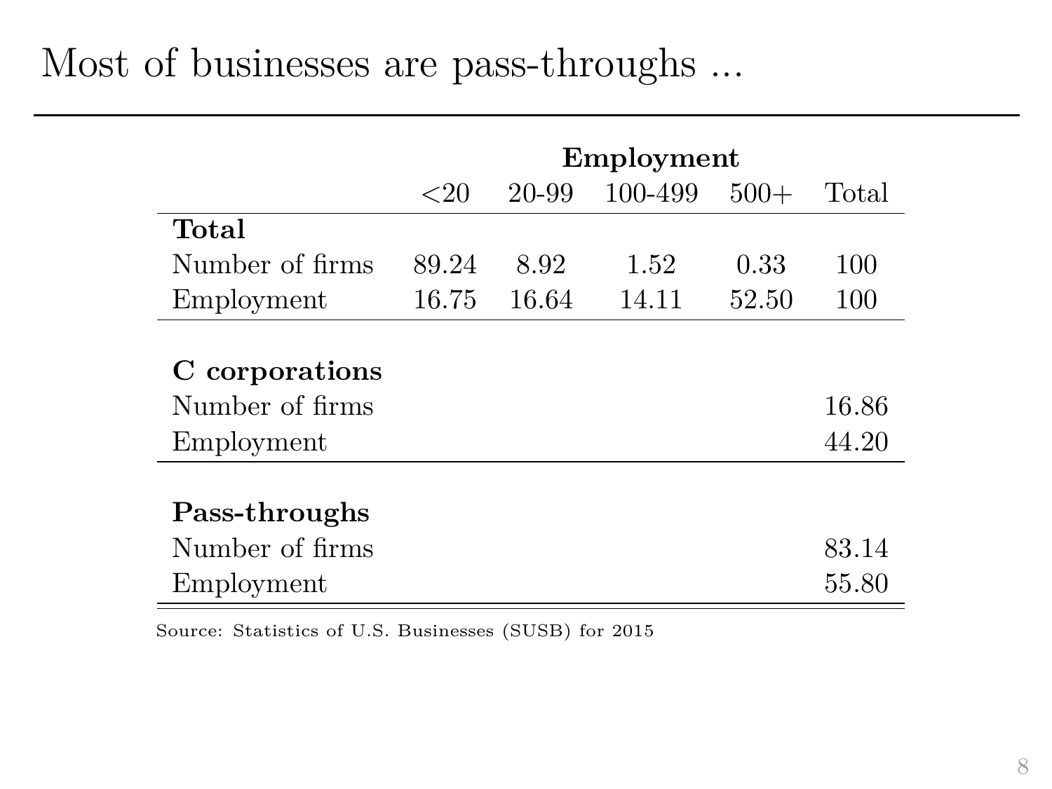# Most of businesses are pass-throughs ...

| | Employment | | | | |
|---|---|---|---|---|---|
| | <20 | 20-99 | 100-499 | 500+ | Total |
| **Total** | | | | | |
| Number of firms | 89.24 | 8.92 | 1.52 | 0.33 | 100 |
| Employment | 16.75 | 16.64 | 14.11 | 52.50 | 100 |
| **C corporations** | | | | | |
| Number of firms | | | | | 16.86 |
| Employment | | | | | 44.20 |
| **Pass-throughs** | | | | | |
| Number of firms | | | | | 83.14 |
| Employment | | | | | 55.80 |

Source: Statistics of U.S. Businesses (SUSB) for 2015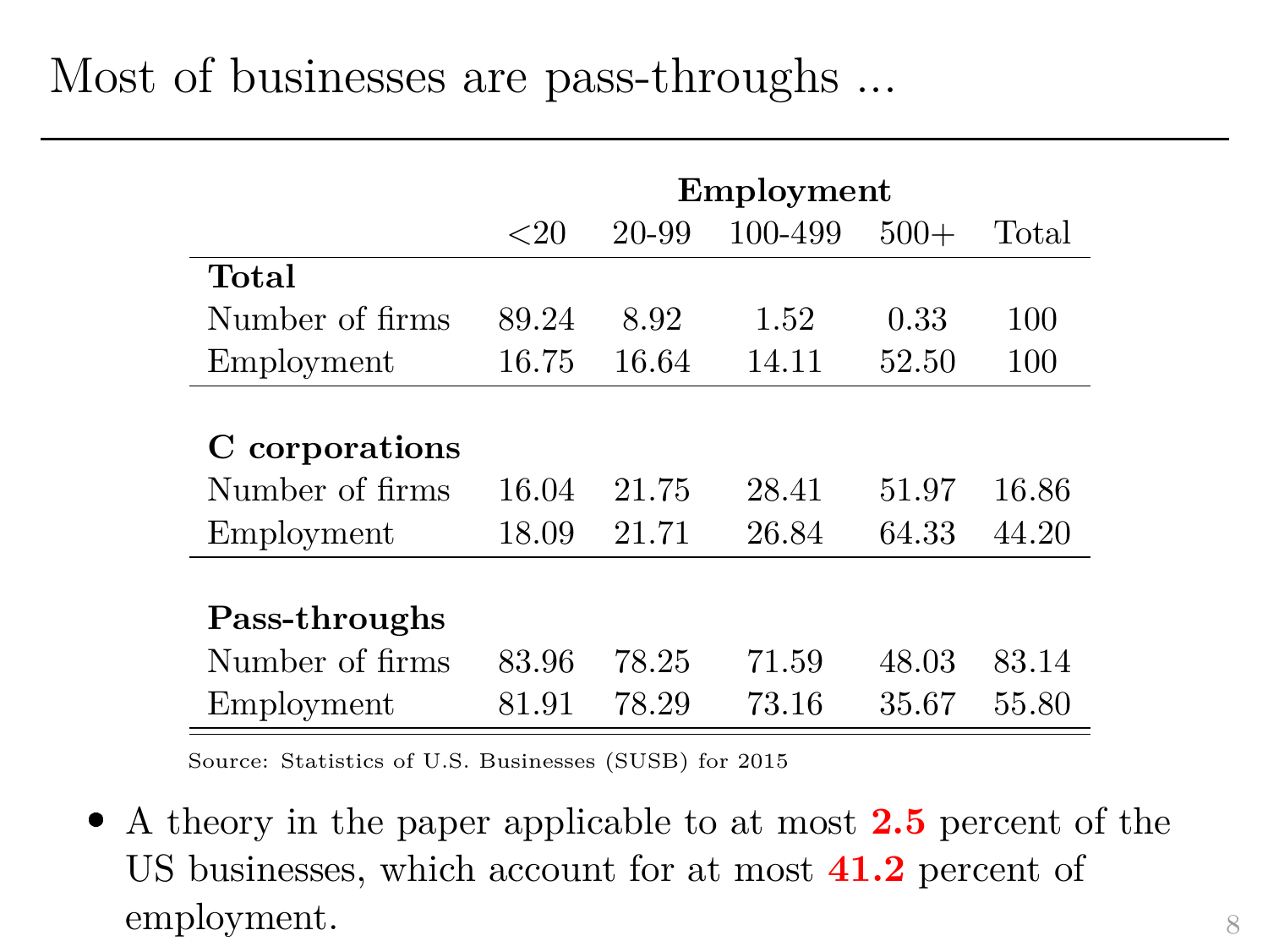# Most of businesses are pass-throughs ...

| | Employment | | | | |
|---|---|---|---|---|---|
| | <20 | 20-99 | 100-499 | 500+ | Total |
| **Total** | | | | | |
| Number of firms | 89.24 | 8.92 | 1.52 | 0.33 | 100 |
| Employment | 16.75 | 16.64 | 14.11 | 52.50 | 100 |
| **C corporations** | | | | | |
| Number of firms | 16.04 | 21.75 | 28.41 | 51.97 | 16.86 |
| Employment | 18.09 | 21.71 | 26.84 | 64.33 | 44.20 |
| **Pass-throughs** | | | | | |
| Number of firms | 83.96 | 78.25 | 71.59 | 48.03 | 83.14 |
| Employment | 81.91 | 78.29 | 73.16 | 35.67 | 55.80 |

Source: Statistics of U.S. Businesses (SUSB) for 2015

- A theory in the paper applicable to at most **2.5** percent of the US businesses, which account for at most **41.2** percent of employment.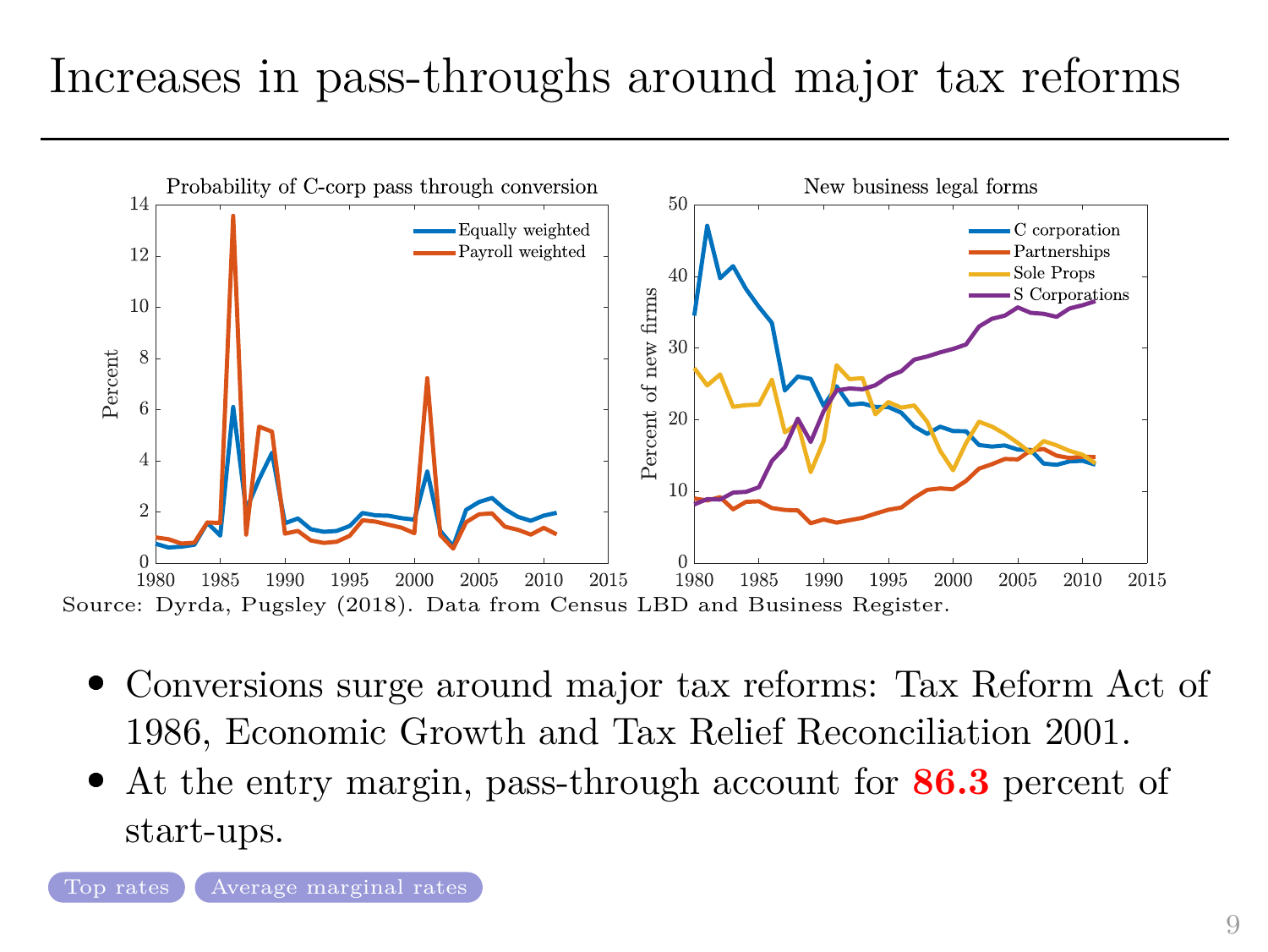# Increases in pass-throughs around major tax reforms

Source: Dyrda, Pugsley (2018). Data from Census LBD and Business Register.

- Conversions surge around major tax reforms: Tax Reform Act of 1986, Economic Growth and Tax Relief Reconciliation 2001.
- At the entry margin, pass-through account for **86.3** percent of start-ups.

Top rates | Average marginal rates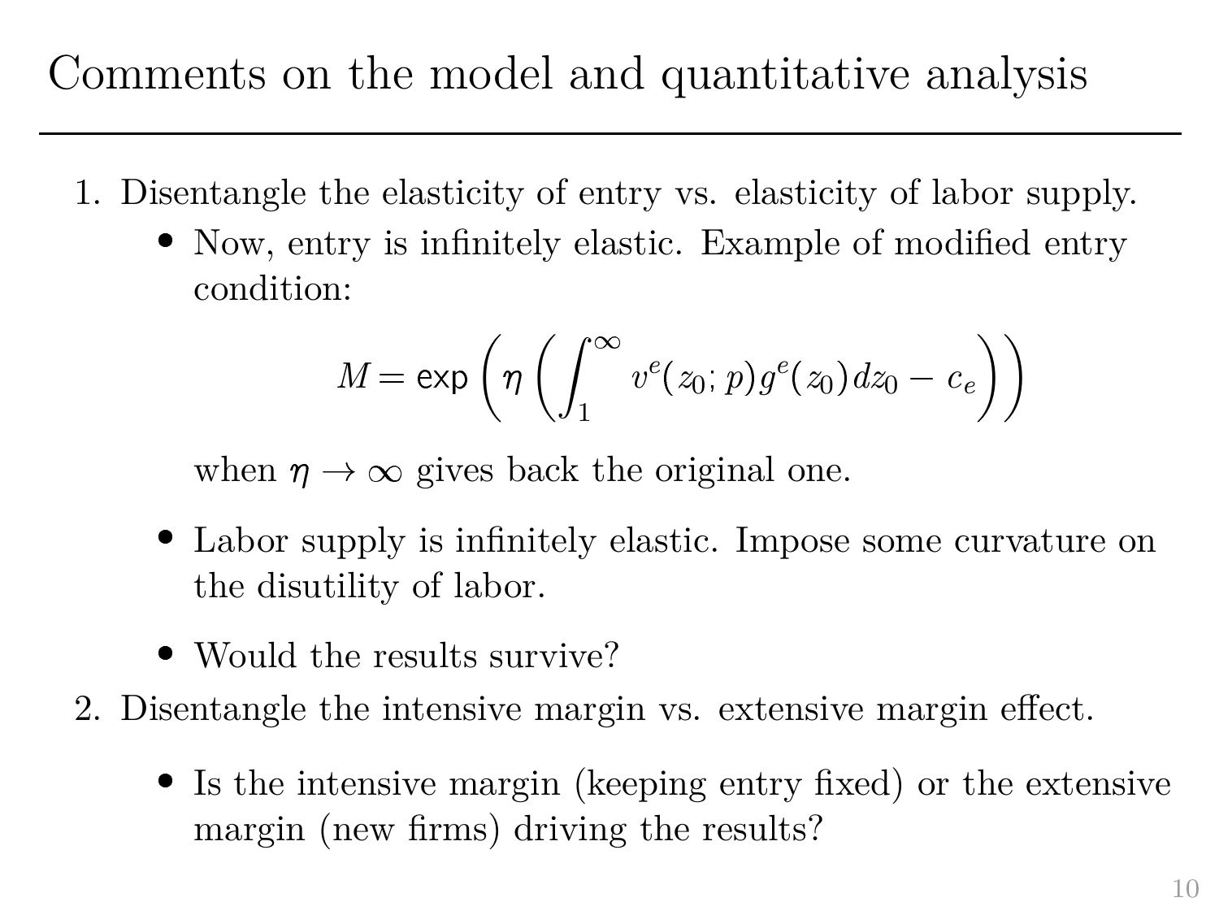# Comments on the model and quantitative analysis

1. Disentangle the elasticity of entry vs. elasticity of labor supply.
   - Now, entry is infinitely elastic. Example of modified entry condition:

     $$M = \exp\left(\eta\left(\int_{1}^{\infty} v^{e}(z_0; p) g^{e}(z_0) dz_0 - c_e\right)\right)$$

     when $\eta \to \infty$ gives back the original one.
   - Labor supply is infinitely elastic. Impose some curvature on the disutility of labor.
   - Would the results survive?
2. Disentangle the intensive margin vs. extensive margin effect.
   - Is the intensive margin (keeping entry fixed) or the extensive margin (new firms) driving the results?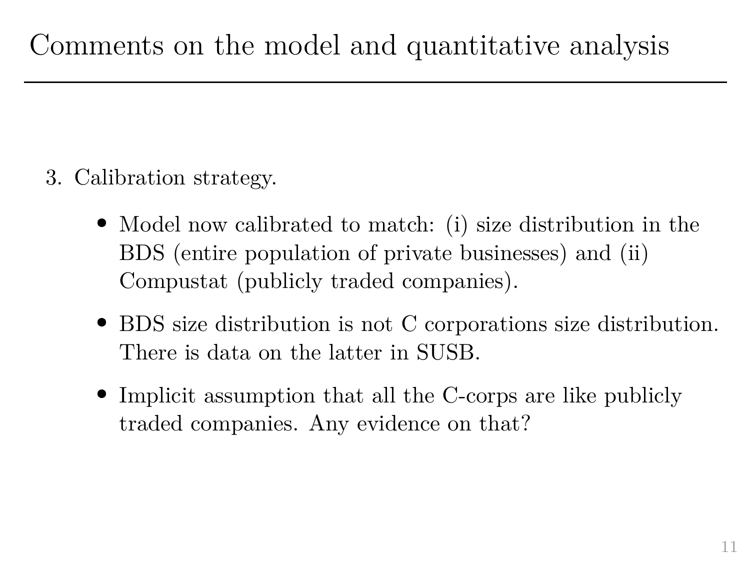# Comments on the model and quantitative analysis

3. Calibration strategy.

    - Model now calibrated to match: (i) size distribution in the BDS (entire population of private businesses) and (ii) Compustat (publicly traded companies).
    - BDS size distribution is not C corporations size distribution. There is data on the latter in SUSB.
    - Implicit assumption that all the C-corps are like publicly traded companies. Any evidence on that?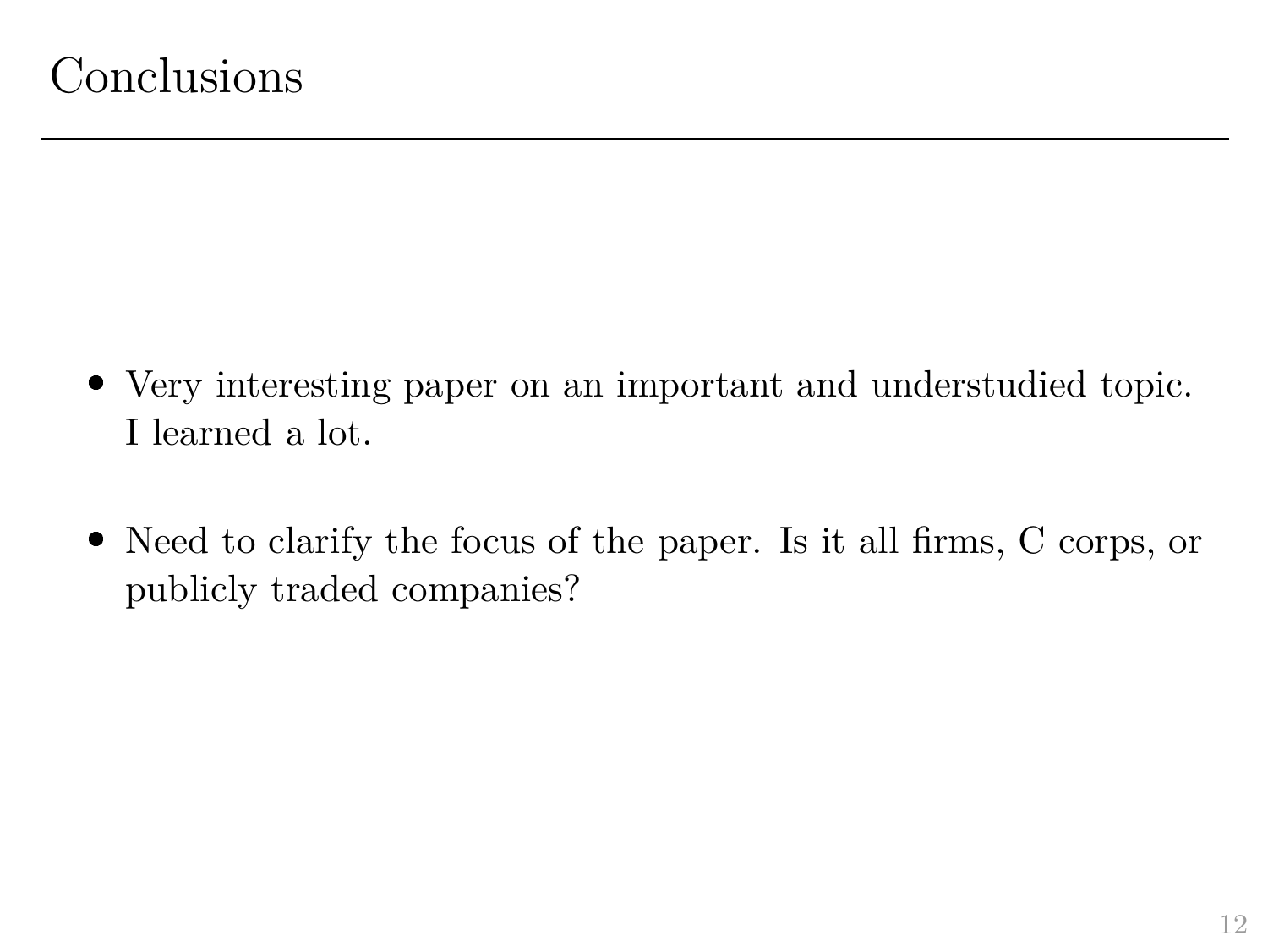# Conclusions

- Very interesting paper on an important and understudied topic. I learned a lot.
- Need to clarify the focus of the paper. Is it all firms, C corps, or publicly traded companies?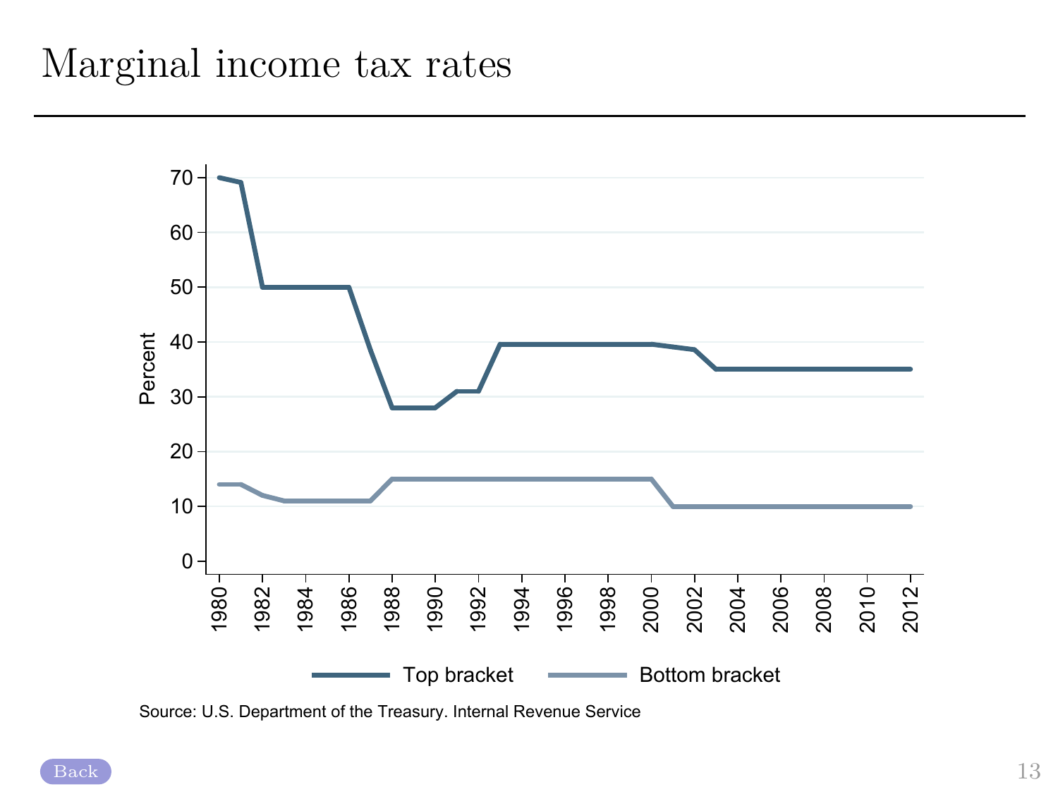# Marginal income tax rates

Source: U.S. Department of the Treasury. Internal Revenue Service

Back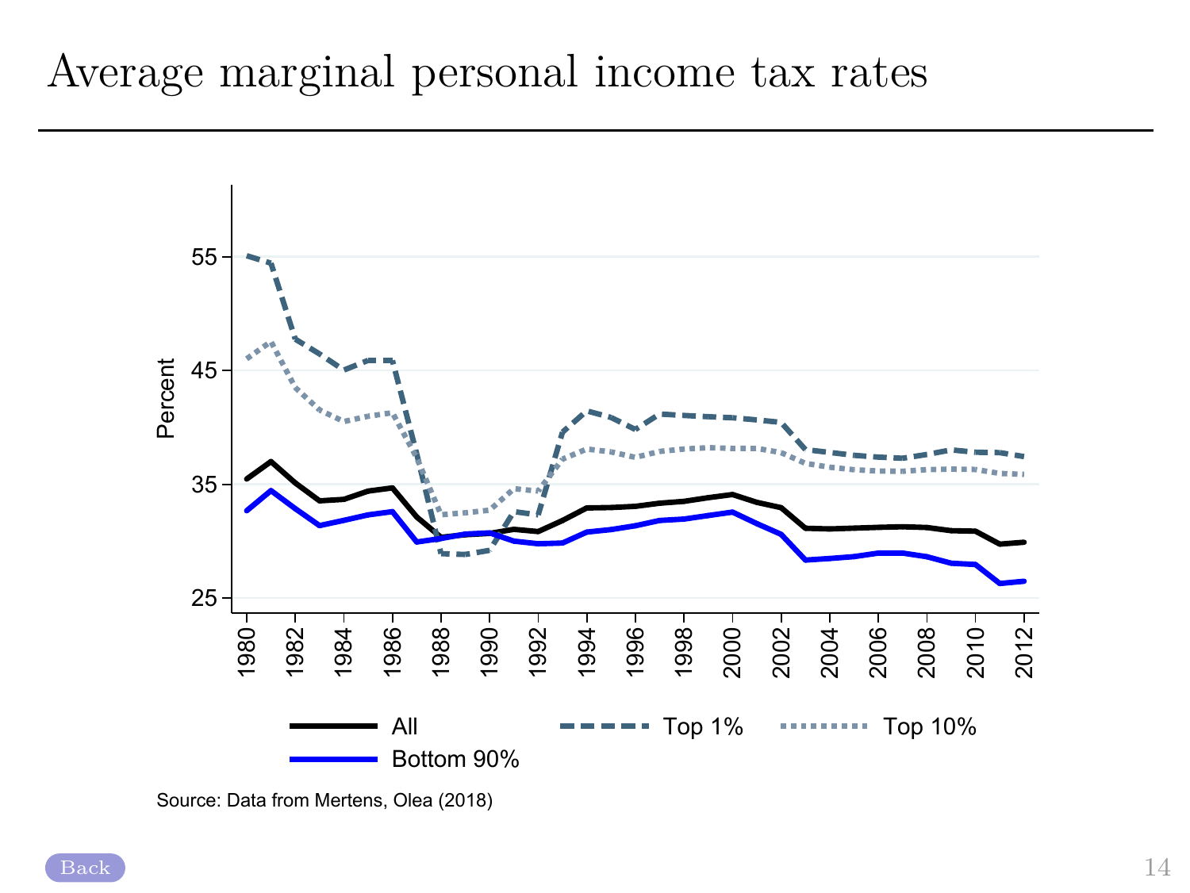# Average marginal personal income tax rates

Source: Data from Mertens, Olea (2018)

Back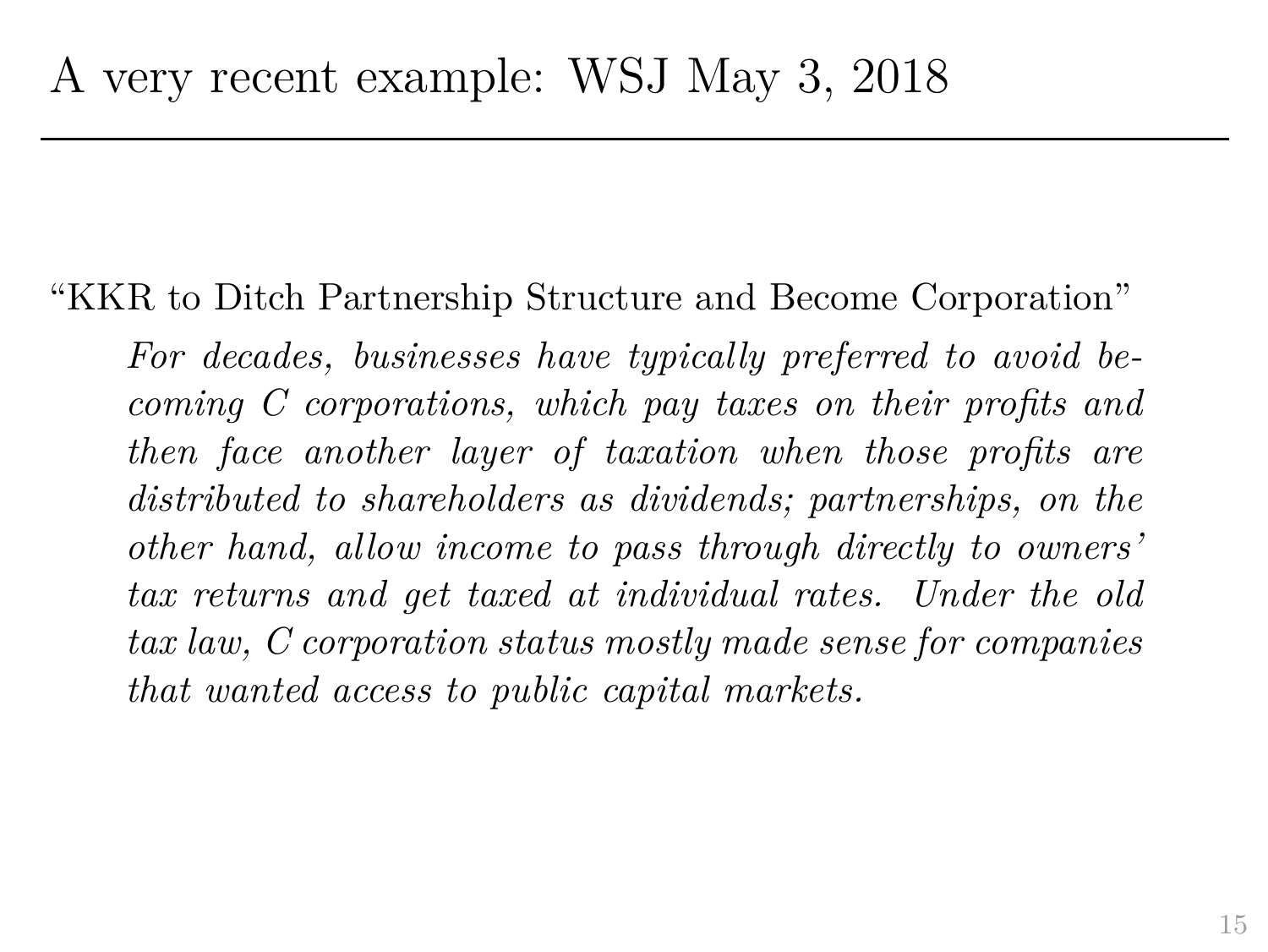# A very recent example: WSJ May 3, 2018

"KKR to Ditch Partnership Structure and Become Corporation"

> *For decades, businesses have typically preferred to avoid becoming C corporations, which pay taxes on their profits and then face another layer of taxation when those profits are distributed to shareholders as dividends; partnerships, on the other hand, allow income to pass through directly to owners' tax returns and get taxed at individual rates. Under the old tax law, C corporation status mostly made sense for companies that wanted access to public capital markets.*